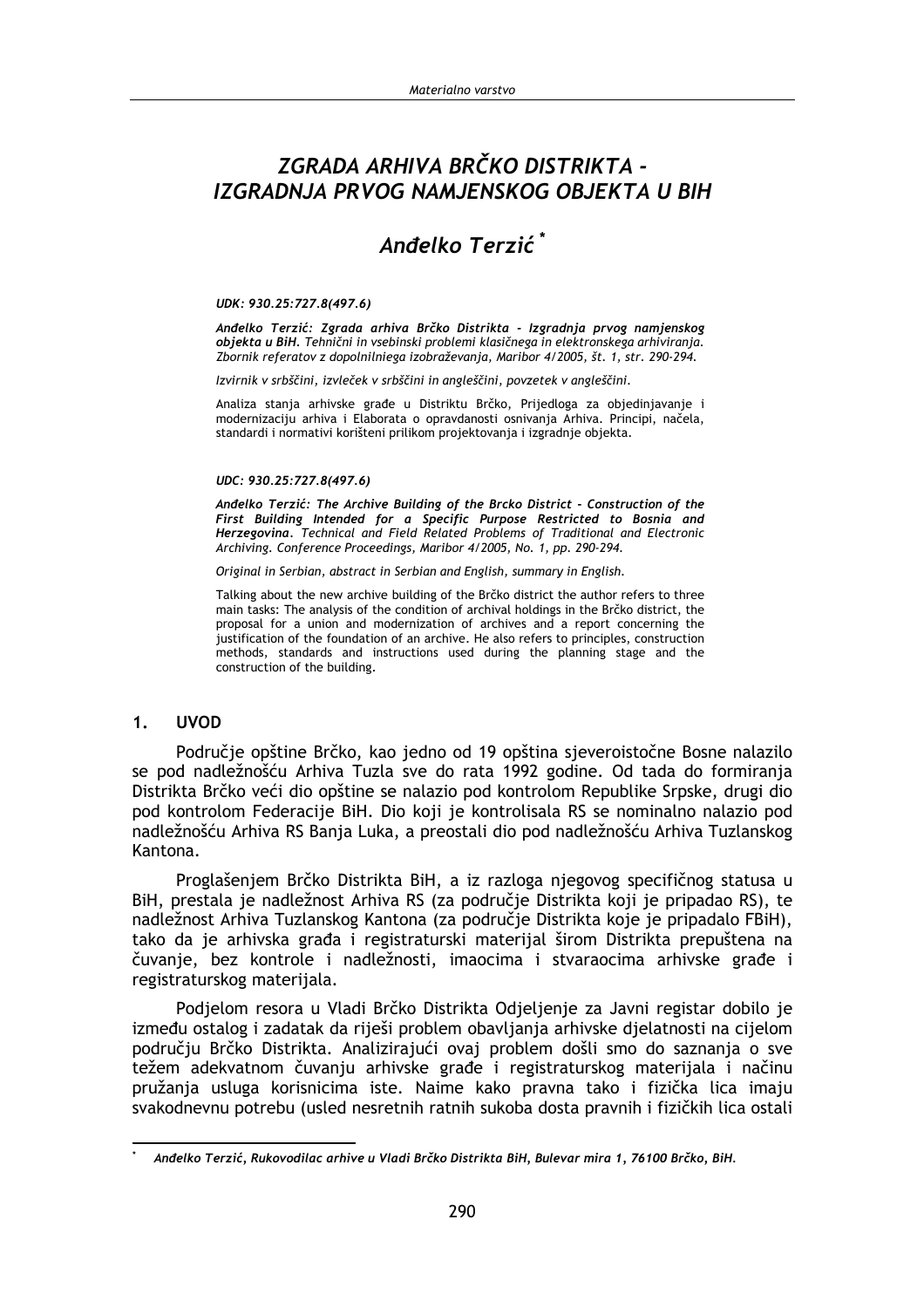# ZGRADA ARHIVA BRČKO DISTRIKTA - IZGRADNJA PRVOG NAMJENSKOG OBJEKTA U BIH

## Anđelko Terzić*

***UDK: 930.25:727.8(497.6)***

***Anđelko Terzić: Zgrada arhiva Brčko Distrikta - Izgradnja prvog namjenskog objekta u BiH.*** *Tehnični in vsebinski problemi klasičnega in elektronskega arhiviranja. Zbornik referatov z dopolnilniega izobraževanja, Maribor 4/2005, št. 1, str. 290-294.*

*Izvirnik v srbščini, izvleček v srbščini in angleščini, povzetek v angleščini.*

Analiza stanja arhivske građe u Distriktu Brčko, Prijedloga za objedinjavanje i modernizaciju arhiva i Elaborata o opravdanosti osnivanja Arhiva. Principi, načela, standardi i normativi korišteni prilikom projektovanja i izgradnje objekta.

***UDC: 930.25:727.8(497.6)***

***Anđelko Terzić: The Archive Building of the Brcko District - Construction of the First Building Intended for a Specific Purpose Restricted to Bosnia and Herzegovina.*** *Technical and Field Related Problems of Traditional and Electronic Archiving. Conference Proceedings, Maribor 4/2005, No. 1, pp. 290-294.*

*Original in Serbian, abstract in Serbian and English, summary in English.*

Talking about the new archive building of the Brčko district the author refers to three main tasks: The analysis of the condition of archival holdings in the Brčko district, the proposal for a union and modernization of archives and a report concerning the justification of the foundation of an archive. He also refers to principles, construction methods, standards and instructions used during the planning stage and the construction of the building.

## 1. UVOD

Područje opštine Brčko, kao jedno od 19 opština sjeveroistočne Bosne nalazilo se pod nadležnošću Arhiva Tuzla sve do rata 1992 godine. Od tada do formiranja Distrikta Brčko veći dio opštine se nalazio pod kontrolom Republike Srpske, drugi dio pod kontrolom Federacije BiH. Dio koji je kontrolisala RS se nominalno nalazio pod nadležnošću Arhiva RS Banja Luka, a preostali dio pod nadležnošću Arhiva Tuzlanskog Kantona.

Proglašenjem Brčko Distrikta BiH, a iz razloga njegovog specifičnog statusa u BiH, prestala je nadležnost Arhiva RS (za područje Distrikta koji je pripadao RS), te nadležnost Arhiva Tuzlanskog Kantona (za područje Distrikta koje je pripadalo FBiH), tako da je arhivska građa i registraturski materijal širom Distrikta prepuštena na čuvanje, bez kontrole i nadležnosti, imaocima i stvaraocima arhivske građe i registraturskog materijala.

Podjelom resora u Vladi Brčko Distrikta Odjeljenje za Javni registar dobilo je između ostalog i zadatak da riješi problem obavljanja arhivske djelatnosti na cijelom području Brčko Distrikta. Analizirajući ovaj problem došli smo do saznanja o sve težem adekvatnom čuvanju arhivske građe i registraturskog materijala i načinu pružanja usluga korisnicima iste. Naime kako pravna tako i fizička lica imaju svakodnevnu potrebu (usled nesretnih ratnih sukoba dosta pravnih i fizičkih lica ostali

---

\* *Anđelko Terzić, Rukovodilac arhive u Vladi Brčko Distrikta BiH, Bulevar mira 1, 76100 Brčko, BiH.*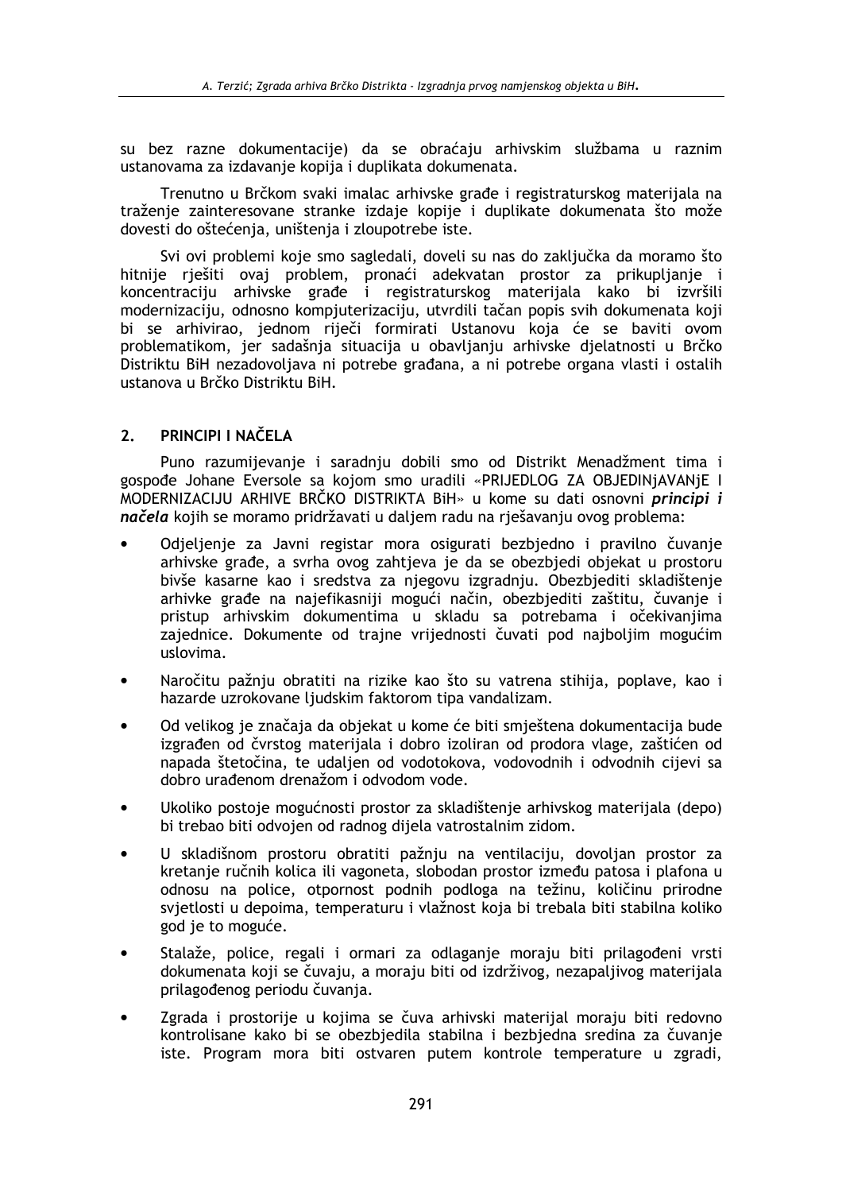su bez razne dokumentacije) da se obraćaju arhivskim službama u raznim ustanovama za izdavanje kopija i duplikata dokumenata.

Trenutno u Brčkom svaki imalac arhivske građe i registraturskog materijala na traženje zainteresovane stranke izdaje kopije i duplikate dokumenata što može dovesti do oštećenja, uništenja i zloupotrebe iste.

Svi ovi problemi koje smo sagledali, doveli su nas do zaključka da moramo što hitnije riješiti ovaj problem, pronaći adekvatan prostor za prikupljanje i koncentraciju arhivske građe i registraturskog materijala kako bi izvršili modernizaciju, odnosno kompjuterizaciju, utvrdili tačan popis svih dokumenata koji bi se arhivirao, jednom riječi formirati Ustanovu koja će se baviti ovom problematikom, jer sadašnja situacija u obavljanju arhivske djelatnosti u Brčko Distriktu BiH nezadovoljava ni potrebe građana, a ni potrebe organa vlasti i ostalih ustanova u Brčko Distriktu BiH.

## 2. PRINCIPI I NAČELA

Puno razumijevanje i saradnju dobili smo od Distrikt Menadžment tima i gospođe Johane Eversole sa kojom smo uradili «PRIJEDLOG ZA OBJEDINjAVANjE I MODERNIZACIJU ARHIVE BRČKO DISTRIKTA BiH» u kome su dati osnovni ***principi i načela*** kojih se moramo pridržavati u daljem radu na rješavanju ovog problema:

- Odjeljenje za Javni registar mora osigurati bezbjedno i pravilno čuvanje arhivske građe, a svrha ovog zahtjeva je da se obezbjedi objekat u prostoru bivše kasarne kao i sredstva za njegovu izgradnju. Obezbjediti skladištenje arhivke građe na najefikasniji mogući način, obezbjediti zaštitu, čuvanje i pristup arhivskim dokumentima u skladu sa potrebama i očekivanjima zajednice. Dokumente od trajne vrijednosti čuvati pod najboljim mogućim uslovima.
- Naročitu pažnju obratiti na rizike kao što su vatrena stihija, poplave, kao i hazarde uzrokovane ljudskim faktorom tipa vandalizam.
- Od velikog je značaja da objekat u kome će biti smještena dokumentacija bude izgrađen od čvrstog materijala i dobro izoliran od prodora vlage, zaštićen od napada štetočina, te udaljen od vodotokova, vodovodnih i odvodnih cijevi sa dobro urađenom drenažom i odvodom vode.
- Ukoliko postoje mogućnosti prostor za skladištenje arhivskog materijala (depo) bi trebao biti odvojen od radnog dijela vatrostalnim zidom.
- U skladišnom prostoru obratiti pažnju na ventilaciju, dovoljan prostor za kretanje ručnih kolica ili vagoneta, slobodan prostor između patosa i plafona u odnosu na police, otpornost podnih podloga na težinu, količinu prirodne svjetlosti u depoima, temperaturu i vlažnost koja bi trebala biti stabilna koliko god je to moguće.
- Stalaže, police, regali i ormari za odlaganje moraju biti prilagođeni vrsti dokumenata koji se čuvaju, a moraju biti od izdržljivog, nezapaljivog materijala prilagođenog periodu čuvanja.
- Zgrada i prostorije u kojima se čuva arhivski materijal moraju biti redovno kontrolisane kako bi se obezbjedila stabilna i bezbjedna sredina za čuvanje iste. Program mora biti ostvaren putem kontrole temperature u zgradi,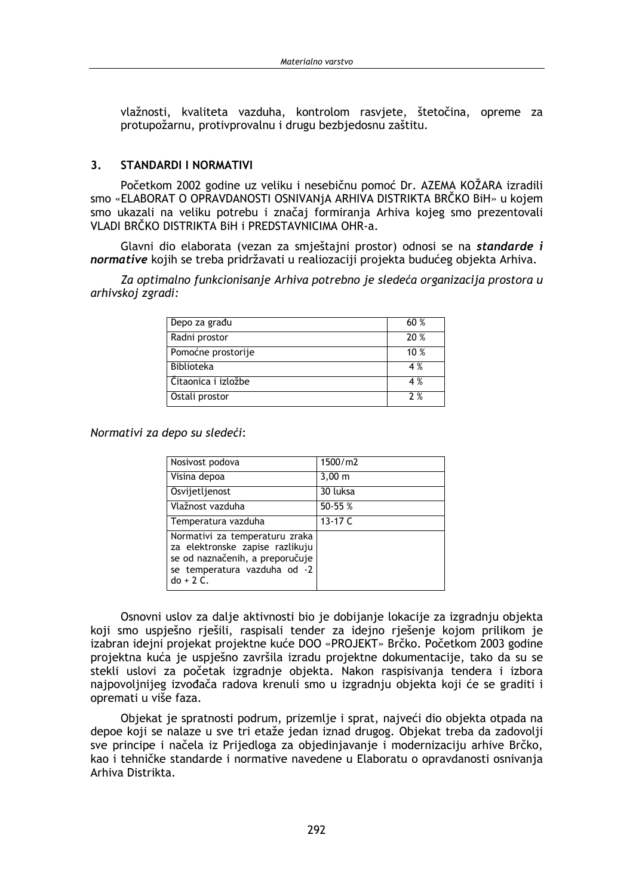vlažnosti, kvaliteta vazduha, kontrolom rasvjete, štetočina, opreme za protupožarnu, protivprovalnu i drugu bezbjedosnu zaštitu.

## 3. STANDARDI I NORMATIVI

Početkom 2002 godine uz veliku i nesebičnu pomoć Dr. AZEMA KOŽARA izradili smo «ELABORAT O OPRAVDANOSTI OSNIVANjA ARHIVA DISTRIKTA BRČKO BiH» u kojem smo ukazali na veliku potrebu i značaj formiranja Arhiva kojeg smo prezentovali VLADI BRČKO DISTRIKTA BiH i PREDSTAVNICIMA OHR-a.

Glavni dio elaborata (vezan za smještajni prostor) odnosi se na ***standarde i normative*** kojih se treba pridržavati u realiozaciji projekta budućeg objekta Arhiva.

*Za optimalno funkcionisanje Arhiva potrebno je sledeća organizacija prostora u arhivskoj zgradi:*

| Depo za građu | 60 % |
|---|---|
| Radni prostor | 20 % |
| Pomoćne prostorije | 10 % |
| Biblioteka | 4 % |
| Čitaonica i izložbe | 4 % |
| Ostali prostor | 2 % |

*Normativi za depo su sledeći*:

| Nosivost podova | 1500/m2 |
|---|---|
| Visina depoa | 3,00 m |
| Osvijetljenost | 30 luksa |
| Vlažnost vazduha | 50-55 % |
| Temperatura vazduha | 13-17 C |
| Normativi za temperaturu zraka za elektronske zapise razlikuju se od naznačenih, a preporučuje se temperatura vazduha od -2 do + 2 C. | |

Osnovni uslov za dalje aktivnosti bio je dobijanje lokacije za izgradnju objekta koji smo uspješno rješili, raspisali tender za idejno rješenje kojom prilikom je izabran idejni projekat projektne kuće DOO «PROJEKT» Brčko. Početkom 2003 godine projektna kuća je uspješno završila izradu projektne dokumentacije, tako da su se stekli uslovi za početak izgradnje objekta. Nakon raspisivanja tendera i izbora najpovoljnijeg izvođača radova krenuli smo u izgradnju objekta koji će se graditi i opremati u više faza.

Objekat je spratnosti podrum, prizemlje i sprat, najveći dio objekta otpada na depoe koji se nalaze u sve tri etaže jedan iznad drugog. Objekat treba da zadovolji sve principe i načela iz Prijedloga za objedinjavanje i modernizaciju arhive Brčko, kao i tehničke standarde i normative navedene u Elaboratu o opravdanosti osnivanja Arhiva Distrikta.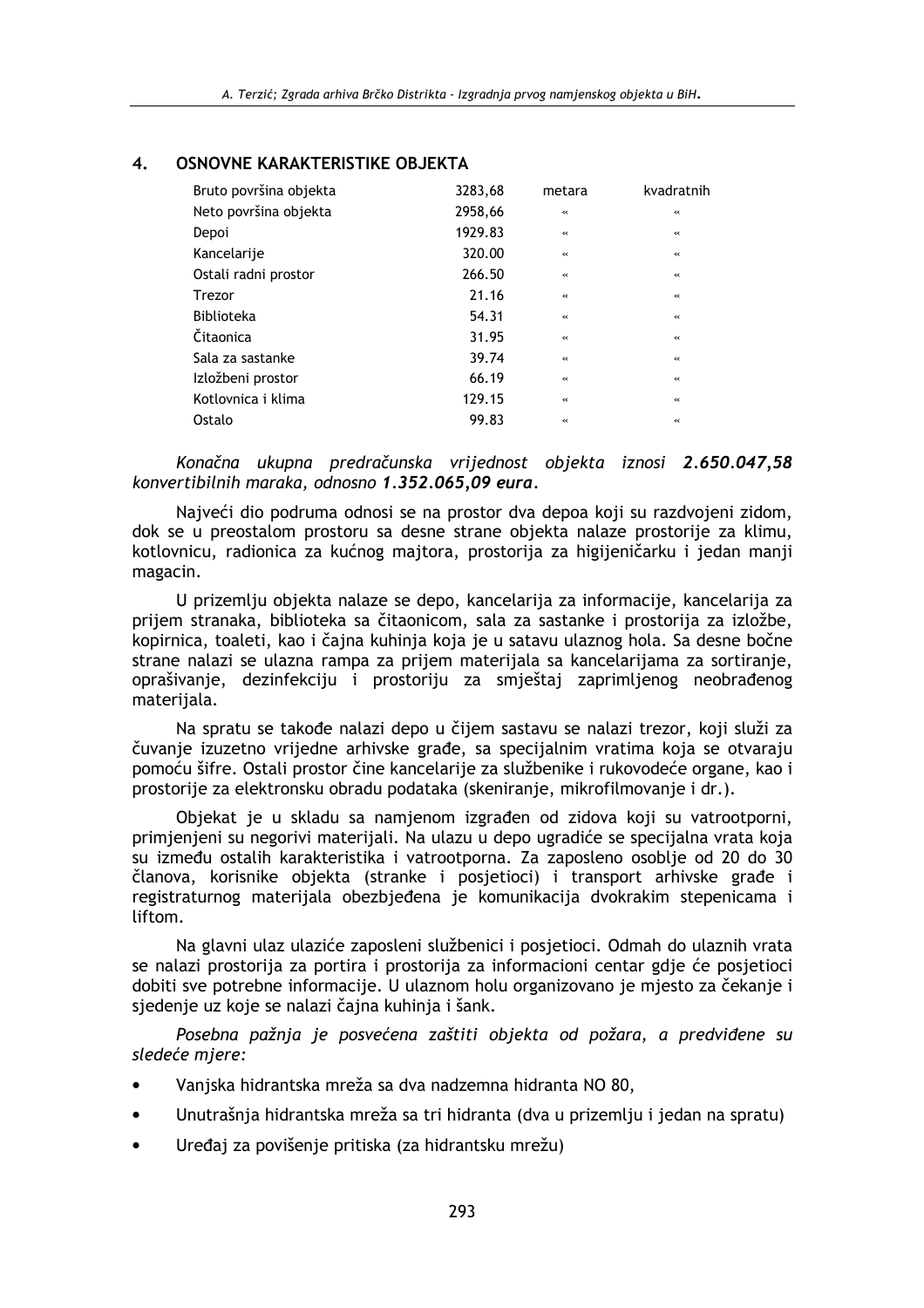## 4. OSNOVNE KARAKTERISTIKE OBJEKTA

| | | | |
|---|---|---|---|
| Bruto površina objekta | 3283,68 | metara | kvadratnih |
| Neto površina objekta | 2958,66 | « | « |
| Depoi | 1929.83 | « | « |
| Kancelarije | 320.00 | « | « |
| Ostali radni prostor | 266.50 | « | « |
| Trezor | 21.16 | « | « |
| Biblioteka | 54.31 | « | « |
| Čitaonica | 31.95 | « | « |
| Sala za sastanke | 39.74 | « | « |
| Izložbeni prostor | 66.19 | « | « |
| Kotlovnica i klima | 129.15 | « | « |
| Ostalo | 99.83 | « | « |

*Konačna ukupna predračunska vrijednost objekta iznosi* ***2.650.047,58*** *konvertibilnih maraka, odnosno* ***1.352.065,09 eura****.*

Najveći dio podruma odnosi se na prostor dva depoa koji su razdvojeni zidom, dok se u preostalom prostoru sa desne strane objekta nalaze prostorije za klimu, kotlovnicu, radionica za kućnog majtora, prostorija za higijeničarku i jedan manji magacin.

U prizemlju objekta nalaze se depo, kancelarija za informacije, kancelarija za prijem stranaka, biblioteka sa čitaonicom, sala za sastanke i prostorija za izložbe, kopirnica, toaleti, kao i čajna kuhinja koja je u satavu ulaznog hola. Sa desne bočne strane nalazi se ulazna rampa za prijem materijala sa kancelarijama za sortiranje, oprašivanje, dezinfekciju i prostoriju za smještaj zaprimljenog neobrađenog materijala.

Na spratu se takođe nalazi depo u čijem sastavu se nalazi trezor, koji služi za čuvanje izuzetno vrijedne arhivske građe, sa specijalnim vratima koja se otvaraju pomoću šifre. Ostali prostor čine kancelarije za službenike i rukovodeće organe, kao i prostorije za elektronsku obradu podataka (skeniranje, mikrofilmovanje i dr.).

Objekat je u skladu sa namjenom izgrađen od zidova koji su vatrootporni, primjenjeni su negorivi materijali. Na ulazu u depo ugradiće se specijalna vrata koja su između ostalih karakteristika i vatrootporna. Za zaposleno osoblje od 20 do 30 članova, korisnike objekta (stranke i posjetioci) i transport arhivske građe i registraturnog materijala obezbjeđena je komunikacija dvokrakim stepenicama i liftom.

Na glavni ulaz ulaziće zaposleni službenici i posjetioci. Odmah do ulaznih vrata se nalazi prostorija za portira i prostorija za informacioni centar gdje će posjetioci dobiti sve potrebne informacije. U ulaznom holu organizovano je mjesto za čekanje i sjedenje uz koje se nalazi čajna kuhinja i šank.

*Posebna pažnja je posvećena zaštiti objekta od požara, a predviđene su sledeće mjere:*

- Vanjska hidrantska mreža sa dva nadzemna hidranta NO 80,
- Unutrašnja hidrantska mreža sa tri hidranta (dva u prizemlju i jedan na spratu)
- Uređaj za povišenje pritiska (za hidrantsku mrežu)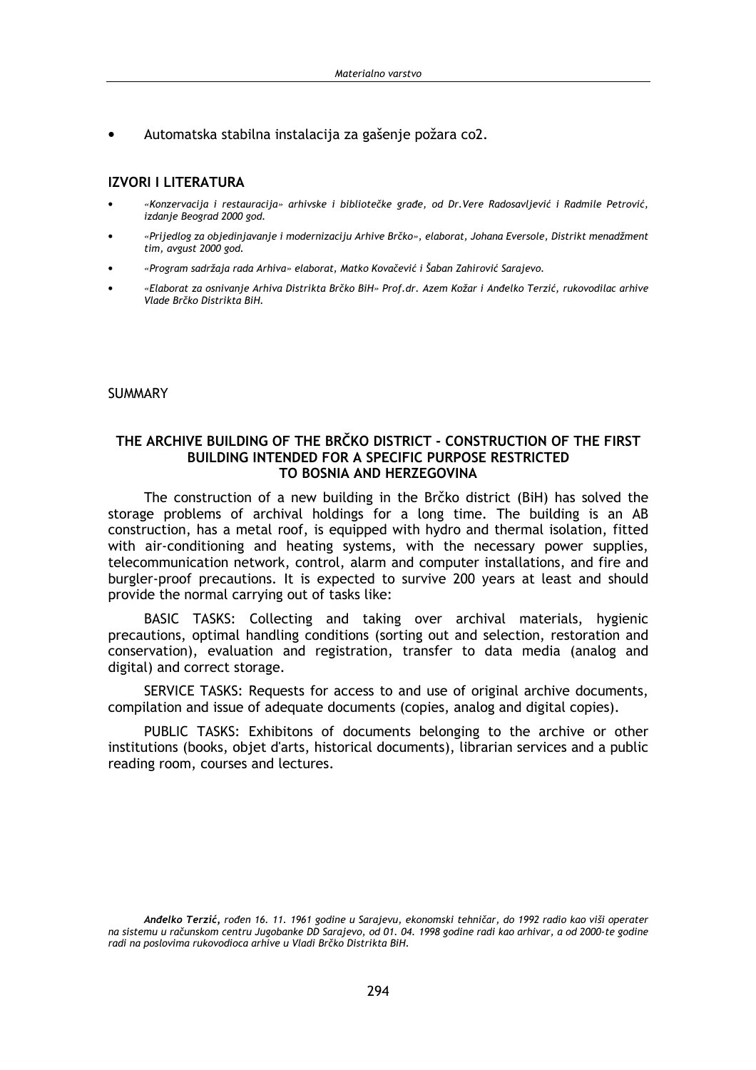- Automatska stabilna instalacija za gašenje požara co2.

### IZVORI I LITERATURA

- *«Konzervacija i restauracija» arhivske i bibliotečke građe, od Dr.Vere Radosavljević i Radmile Petrović, izdanje Beograd 2000 god.*
- *«Prijedlog za objedinjavanje i modernizaciju Arhive Brčko», elaborat, Johana Eversole, Distrikt menadžment tim, avgust 2000 god.*
- *«Program sadržaja rada Arhiva» elaborat, Matko Kovačević i Šaban Zahirović Sarajevo.*
- *«Elaborat za osnivanje Arhiva Distrikta Brčko BiH» Prof.dr. Azem Kožar i Anđelko Terzić, rukovodilac arhive Vlade Brčko Distrikta BiH.*

SUMMARY

### THE ARCHIVE BUILDING OF THE BRČKO DISTRICT - CONSTRUCTION OF THE FIRST BUILDING INTENDED FOR A SPECIFIC PURPOSE RESTRICTED TO BOSNIA AND HERZEGOVINA

The construction of a new building in the Brčko district (BiH) has solved the storage problems of archival holdings for a long time. The building is an AB construction, has a metal roof, is equipped with hydro and thermal isolation, fitted with air-conditioning and heating systems, with the necessary power supplies, telecommunication network, control, alarm and computer installations, and fire and burgler-proof precautions. It is expected to survive 200 years at least and should provide the normal carrying out of tasks like:

BASIC TASKS: Collecting and taking over archival materials, hygienic precautions, optimal handling conditions (sorting out and selection, restoration and conservation), evaluation and registration, transfer to data media (analog and digital) and correct storage.

SERVICE TASKS: Requests for access to and use of original archive documents, compilation and issue of adequate documents (copies, analog and digital copies).

PUBLIC TASKS: Exhibitons of documents belonging to the archive or other institutions (books, objet d'arts, historical documents), librarian services and a public reading room, courses and lectures.

***Anđelko Terzić**, rođen 16. 11. 1961 godine u Sarajevu, ekonomski tehničar, do 1992 radio kao viši operater na sistemu u računskom centru Jugobanke DD Sarajevo, od 01. 04. 1998 godine radi kao arhivar, a od 2000-te godine radi na poslovima rukovodioca arhive u Vladi Brčko Distrikta BiH.*